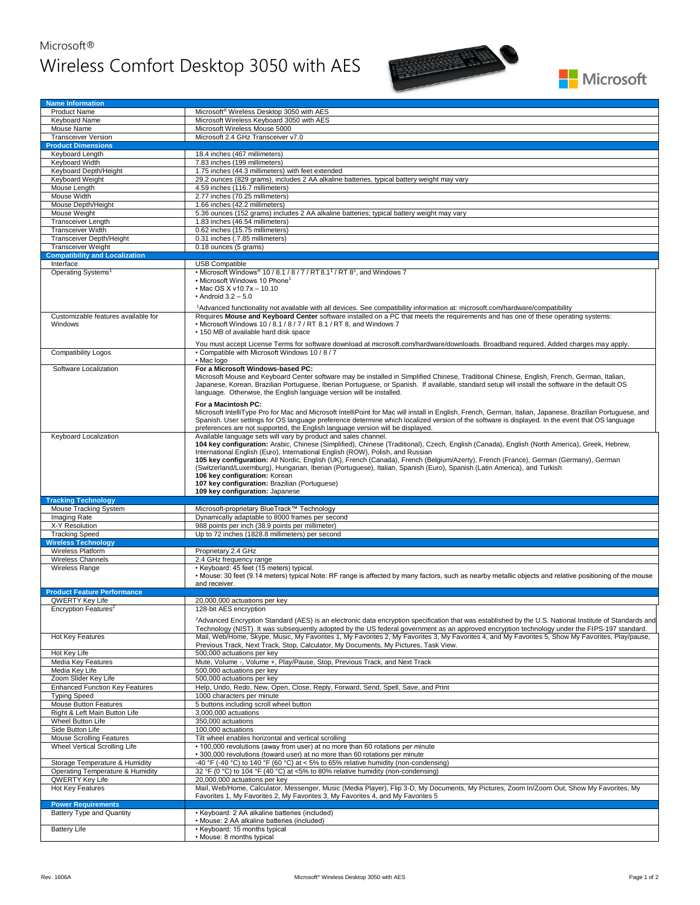Microsoft®

# Wireless Comfort Desktop 3050 with AES

| **Name Information** | |
|---|---|
| Product Name | Microsoft® Wireless Desktop 3050 with AES |
| Keyboard Name | Microsoft Wireless Keyboard 3050 with AES |
| Mouse Name | Microsoft Wireless Mouse 5000 |
| Transceiver Version | Microsoft 2.4 GHz Transceiver v7.0 |
| **Product Dimensions** | |
| Keyboard Length | 18.4 inches (467 millimeters) |
| Keyboard Width | 7.83 inches (199 millimeters) |
| Keyboard Depth/Height | 1.75 inches (44.3 millimeters) with feet extended |
| Keyboard Weight | 29.2 ounces (829 grams), includes 2 AA alkaline batteries, typical battery weight may vary |
| Mouse Length | 4.59 inches (116.7 millimeters) |
| Mouse Width | 2.77 inches (70.25 millimeters) |
| Mouse Depth/Height | 1.66 inches (42.2 millimeters) |
| Mouse Weight | 5.36 ounces (152 grams) includes 2 AA alkaline batteries; typical battery weight may vary |
| Transceiver Length | 1.83 inches (46.54 millimeters) |
| Transceiver Width | 0.62 inches (15.75 millimeters) |
| Transceiver Depth/Height | 0.31 inches (.7.85 millimeters) |
| Transceiver Weight | 0.18 ounces (5 grams) |
| **Compatibility and Localization** | |
| Interface | USB Compatible |
| Operating Systems[1] | • Microsoft Windows® 10 / 8.1 / 8 / 7 / RT 8.1[1] / RT 8[1], and Windows 7<br>• Microsoft Windows 10 Phone[1]<br>• Mac OS X v10.7x – 10.10<br>• Android 3.2 – 5.0<br><br>[1]Advanced functionality not available with all devices. See compatibility information at: microsoft.com/hardware/compatibility |
| Customizable features available for Windows | Requires **Mouse and Keyboard Center** software installed on a PC that meets the requirements and has one of these operating systems:<br>• Microsoft Windows 10 / 8.1 / 8 / 7 / RT 8.1 / RT 8, and Windows 7<br>• 150 MB of available hard disk space<br><br>You must accept License Terms for software download at microsoft.com/hardware/downloads. Broadband required. Added charges may apply. |
| Compatibility Logos | • Compatible with Microsoft Windows 10 / 8 / 7<br>• Mac logo |
| Software Localization | **For a Microsoft Windows-based PC:**<br>Microsoft Mouse and Keyboard Center software may be installed in Simplified Chinese, Traditional Chinese, English, French, German, Italian, Japanese, Korean, Brazilian Portuguese, Iberian Portuguese, or Spanish. If available, standard setup will install the software in the default OS language. Otherwise, the English language version will be installed.<br><br>**For a Macintosh PC:**<br>Microsoft IntelliType Pro for Mac and Microsoft IntelliPoint for Mac will install in English, French, German, Italian, Japanese, Brazilian Portuguese, and Spanish. User settings for OS language preference determine which localized version of the software is displayed. In the event that OS language preferences are not supported, the English language version will be displayed. |
| Keyboard Localization | Available language sets will vary by product and sales channel.<br>**104 key configuration:** Arabic, Chinese (Simplified), Chinese (Traditional), Czech, English (Canada), English (North America), Greek, Hebrew, International English (Euro), International English (ROW), Polish, and Russian<br>**105 key configuration:** All Nordic, English (UK), French (Canada), French (Belgium/Azerty), French (France), German (Germany), German (Switzerland/Luxemburg), Hungarian, Iberian (Portuguese), Italian, Spanish (Euro), Spanish (Latin America), and Turkish<br>**106 key configuration:** Korean<br>**107 key configuration:** Brazilian (Portuguese)<br>**109 key configuration:** Japanese |
| **Tracking Technology** | |
| Mouse Tracking System | Microsoft-proprietary BlueTrack™ Technology |
| Imaging Rate | Dynamically adaptable to 8000 frames per second |
| X-Y Resolution | 988 points per inch (38.9 points per millimeter) |
| Tracking Speed | Up to 72 inches (1828.8 millimeters) per second |
| **Wireless Technology** | |
| Wireless Platform | Proprietary 2.4 GHz |
| Wireless Channels | 2.4 GHz frequency range |
| Wireless Range | • Keyboard: 45 feet (15 meters) typical.<br>• Mouse: 30 feet (9.14 meters) typical Note: RF range is affected by many factors, such as nearby metallic objects and relative positioning of the mouse and receiver. |
| **Product Feature Performance** | |
| QWERTY Key Life | 20,000,000 actuations per key |
| Encryption Features[2] | 128-bit AES encryption<br><br>[2]Advanced Encryption Standard (AES) is an electronic data encryption specification that was established by the U.S. National Institute of Standards and Technology (NIST). It was subsequently adopted by the US federal government as an approved encryption technology under the FIPS-197 standard. |
| Hot Key Features | Mail, Web/Home, Skype, Music, My Favorites 1, My Favorites 2, My Favorites 3, My Favorites 4, and My Favorites 5, Show My Favorites, Play/pause, Previous Track, Next Track, Stop, Calculator, My Documents, My Pictures, Task View. |
| Hot Key Life | 500,000 actuations per key |
| Media Key Features | Mute, Volume -, Volume +, Play/Pause, Stop, Previous Track, and Next Track |
| Media Key Life | 500,000 actuations per key |
| Zoom Slider Key Life | 500,000 actuations per key |
| Enhanced Function Key Features | Help, Undo, Redo, New, Open, Close, Reply, Forward, Send, Spell, Save, and Print |
| Typing Speed | 1000 characters per minute |
| Mouse Button Features | 5 buttons including scroll wheel button |
| Right & Left Main Button Life | 3,000,000 actuations |
| Wheel Button Life | 350,000 actuations |
| Side Button Life | 100,000 actuations |
| Mouse Scrolling Features | Tilt wheel enables horizontal and vertical scrolling |
| Wheel Vertical Scrolling Life | • 100,000 revolutions (away from user) at no more than 60 rotations per minute<br>• 300,000 revolutions (toward user) at no more than 60 rotations per minute |
| Storage Temperature & Humidity | -40 °F (-40 °C) to 140 °F (60 °C) at < 5% to 65% relative humidity (non-condensing) |
| Operating Temperature & Humidity | 32 °F (0 °C) to 104 °F (40 °C) at <5% to 80% relative humidity (non-condensing) |
| QWERTY Key Life | 20,000,000 actuations per key |
| Hot Key Features | Mail, Web/Home, Calculator, Messenger, Music (Media Player), Flip 3-D, My Documents, My Pictures, Zoom In/Zoom Out, Show My Favorites, My Favorites 1, My Favorites 2, My Favorites 3, My Favorites 4, and My Favorites 5 |
| **Power Requirements** | |
| Battery Type and Quantity | • Keyboard: 2 AA alkaline batteries (included)<br>• Mouse: 2 AA alkaline batteries (included) |
| Battery Life | • Keyboard: 15 months typical<br>• Mouse: 8 months typical |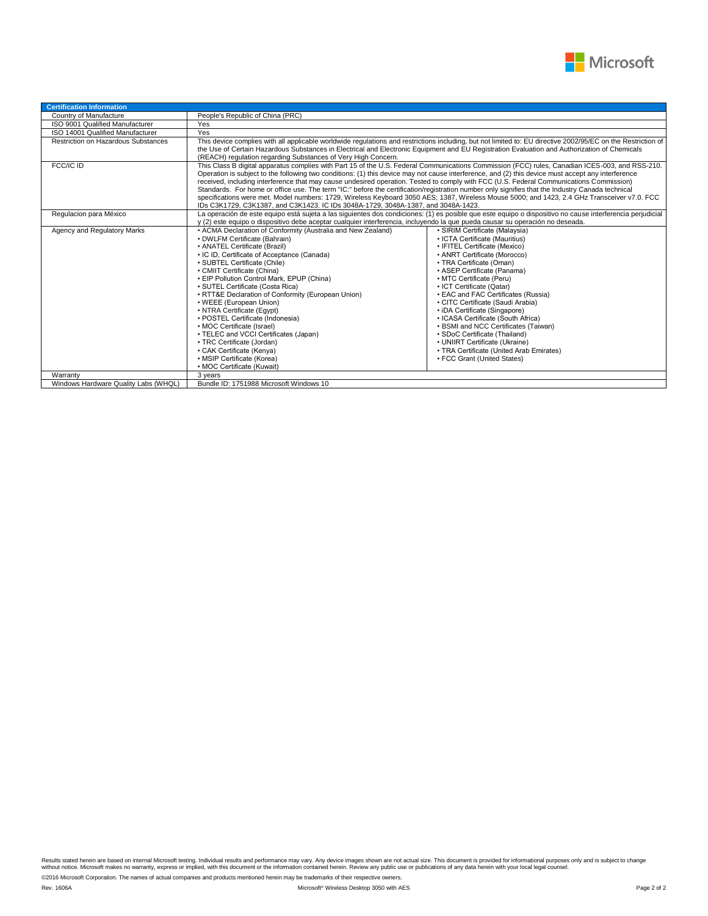| Certification Information | | |
|---|---|---|
| Country of Manufacture | People's Republic of China (PRC) | |
| ISO 9001 Qualified Manufacturer | Yes | |
| ISO 14001 Qualified Manufacturer | Yes | |
| Restriction on Hazardous Substances | This device complies with all applicable worldwide regulations and restrictions including, but not limited to: EU directive 2002/95/EC on the Restriction of the Use of Certain Hazardous Substances in Electrical and Electronic Equipment and EU Registration Evaluation and Authorization of Chemicals (REACH) regulation regarding Substances of Very High Concern. | |
| FCC/IC ID | This Class B digital apparatus complies with Part 15 of the U.S. Federal Communications Commission (FCC) rules, Canadian ICES-003, and RSS-210. Operation is subject to the following two conditions: (1) this device may not cause interference, and (2) this device must accept any interference received, including interference that may cause undesired operation. Tested to comply with FCC (U.S. Federal Communications Commission) Standards. For home or office use. The term "IC:" before the certification/registration number only signifies that the Industry Canada technical specifications were met. Model numbers: 1729, Wireless Keyboard 3050 AES; 1387, Wireless Mouse 5000; and 1423, 2.4 GHz Transceiver v7.0. FCC IDs C3K1729, C3K1387, and C3K1423. IC IDs 3048A-1729, 3048A-1387, and 3048A-1423. | |
| Regulacion para México | La operación de este equipo está sujeta a las siguientes dos condiciones: (1) es posible que este equipo o dispositivo no cause interferencia perjudicial y (2) este equipo o dispositivo debe aceptar cualquier interferencia, incluyendo la que pueda causar su operación no deseada. | |
| Agency and Regulatory Marks | • ACMA Declaration of Conformity (Australia and New Zealand)<br>• DWLFM Certificate (Bahrain)<br>• ANATEL Certificate (Brazil)<br>• IC ID, Certificate of Acceptance (Canada)<br>• SUBTEL Certificate (Chile)<br>• CMIIT Certificate (China)<br>• EIP Pollution Control Mark, EPUP (China)<br>• SUTEL Certificate (Costa Rica)<br>• RTT&E Declaration of Conformity (European Union)<br>• WEEE (European Union)<br>• NTRA Certificate (Egypt)<br>• POSTEL Certificate (Indonesia)<br>• MOC Certificate (Israel)<br>• TELEC and VCCI Certificates (Japan)<br>• TRC Certificate (Jordan)<br>• CAK Certificate (Kenya)<br>• MSIP Certificate (Korea)<br>• MOC Certificate (Kuwait) | • SIRIM Certificate (Malaysia)<br>• ICTA Certificate (Mauritius)<br>• IFITEL Certificate (Mexico)<br>• ANRT Certificate (Morocco)<br>• TRA Certificate (Oman)<br>• ASEP Certificate (Panama)<br>• MTC Certificate (Peru)<br>• ICT Certificate (Qatar)<br>• EAC and FAC Certificates (Russia)<br>• CITC Certificate (Saudi Arabia)<br>• iDA Certificate (Singapore)<br>• ICASA Certificate (South Africa)<br>• BSMI and NCC Certificates (Taiwan)<br>• SDoC Certificate (Thailand)<br>• UNIIRT Certificate (Ukraine)<br>• TRA Certificate (United Arab Emirates)<br>• FCC Grant (United States) |
| Warranty | 3 years | |
| Windows Hardware Quality Labs (WHQL) | Bundle ID: 1751988 Microsoft Windows 10 | |

Results stated herein are based on internal Microsoft testing. Individual results and performance may vary. Any device images shown are not actual size. This document is provided for informational purposes only and is subject to change without notice. Microsoft makes no warranty, express or implied, with this document or the information contained herein. Review any public use or publications of any data herein with your local legal counsel.

©2016 Microsoft Corporation. The names of actual companies and products mentioned herein may be trademarks of their respective owners.

Rev. 1606A

Microsoft® Wireless Desktop 3050 with AES